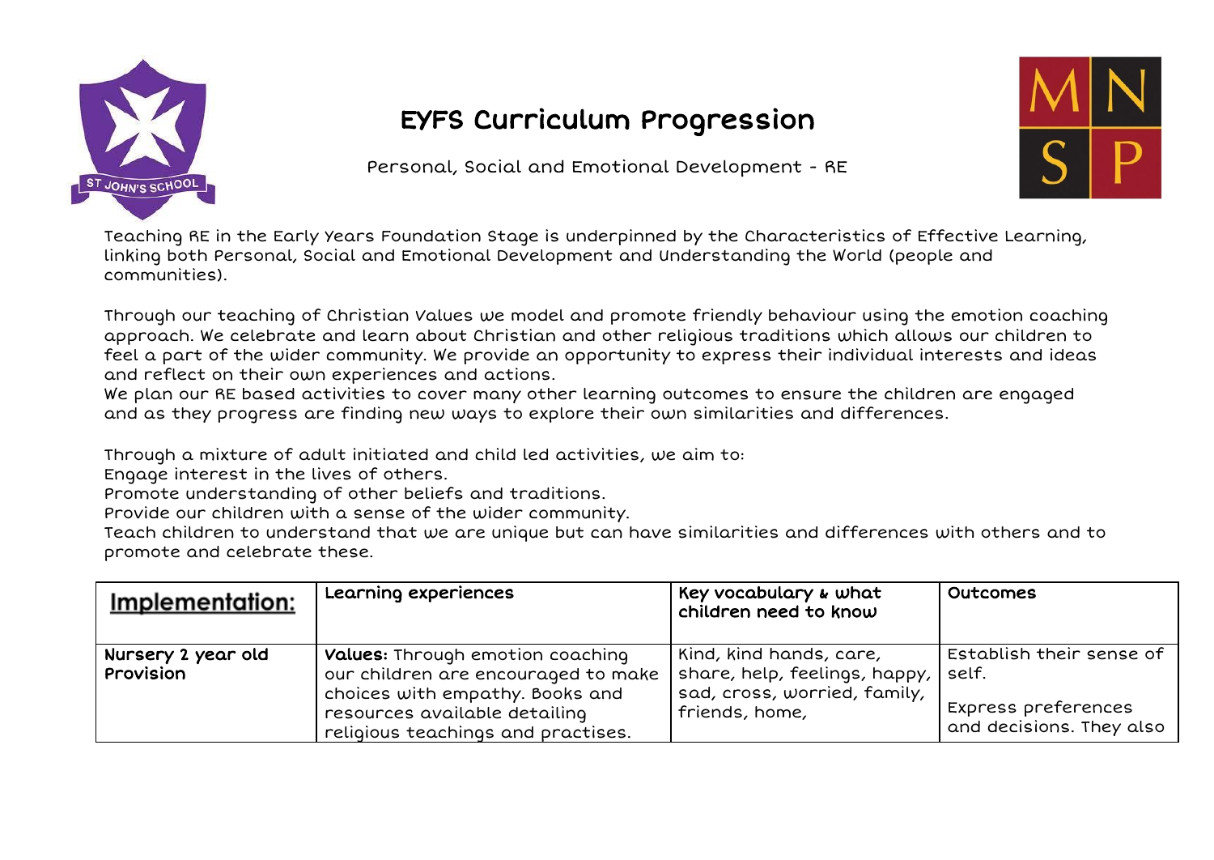# EYFS Curriculum Progression

Personal, Social and Emotional Development - RE

Teaching RE in the Early Years Foundation Stage is underpinned by the Characteristics of Effective Learning, linking both Personal, Social and Emotional Development and Understanding the World (people and communities).

Through our teaching of Christian Values we model and promote friendly behaviour using the emotion coaching approach. We celebrate and learn about Christian and other religious traditions which allows our children to feel a part of the wider community. We provide an opportunity to express their individual interests and ideas and reflect on their own experiences and actions.
We plan our RE based activities to cover many other learning outcomes to ensure the children are engaged and as they progress are finding new ways to explore their own similarities and differences.

Through a mixture of adult initiated and child led activities, we aim to:
Engage interest in the lives of others.
Promote understanding of other beliefs and traditions.
Provide our children with a sense of the wider community.
Teach children to understand that we are unique but can have similarities and differences with others and to promote and celebrate these.

| **Implementation:** | Learning experiences | Key vocabulary & what children need to know | Outcomes |
|---|---|---|---|
| **Nursery 2 year old Provision** | **Values:** Through emotion coaching our children are encouraged to make choices with empathy. Books and resources available detailing religious teachings and practises. | Kind, kind hands, care, share, help, feelings, happy, sad, cross, worried, family, friends, home, | Establish their sense of self.<br><br>Express preferences and decisions. They also |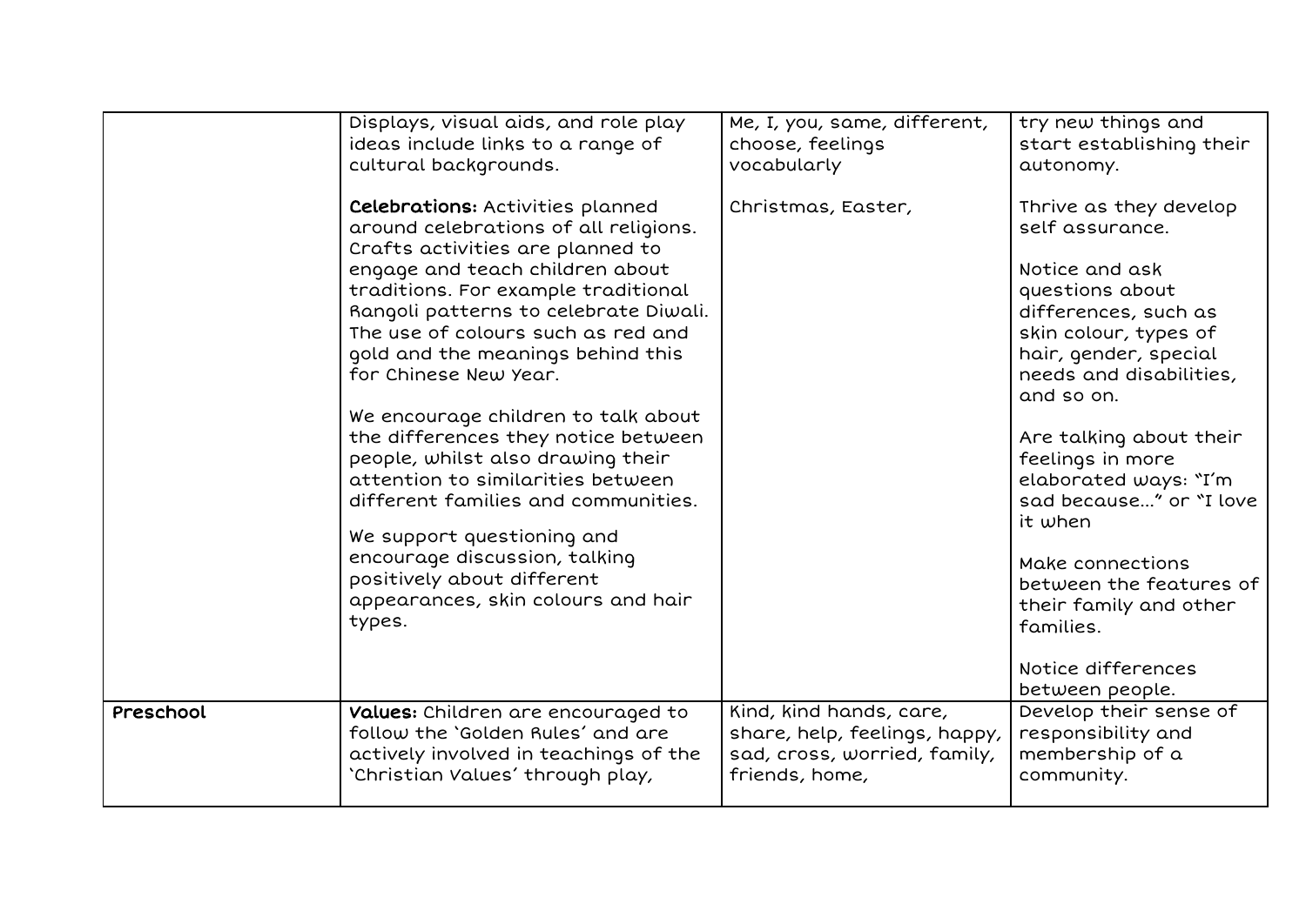| | | | |
|---|---|---|---|
| | Displays, visual aids, and role play ideas include links to a range of cultural backgrounds.<br><br>**Celebrations:** Activities planned around celebrations of all religions. Crafts activities are planned to engage and teach children about traditions. For example traditional Rangoli patterns to celebrate Diwali. The use of colours such as red and gold and the meanings behind this for Chinese New Year.<br><br>We encourage children to talk about the differences they notice between people, whilst also drawing their attention to similarities between different families and communities.<br><br>We support questioning and encourage discussion, talking positively about different appearances, skin colours and hair types. | Me, I, you, same, different, choose, feelings vocabularly<br><br>Christmas, Easter, | try new things and start establishing their autonomy.<br><br>Thrive as they develop self assurance.<br><br>Notice and ask questions about differences, such as skin colour, types of hair, gender, special needs and disabilities, and so on.<br><br>Are talking about their feelings in more elaborated ways: "I'm sad because…" or "I love it when<br><br>Make connections between the features of their family and other families.<br><br>Notice differences between people. |
| **Preschool** | **Values:** Children are encouraged to follow the 'Golden Rules' and are actively involved in teachings of the 'Christian Values' through play, | Kind, kind hands, care, share, help, feelings, happy, sad, cross, worried, family, friends, home, | Develop their sense of responsibility and membership of a community. |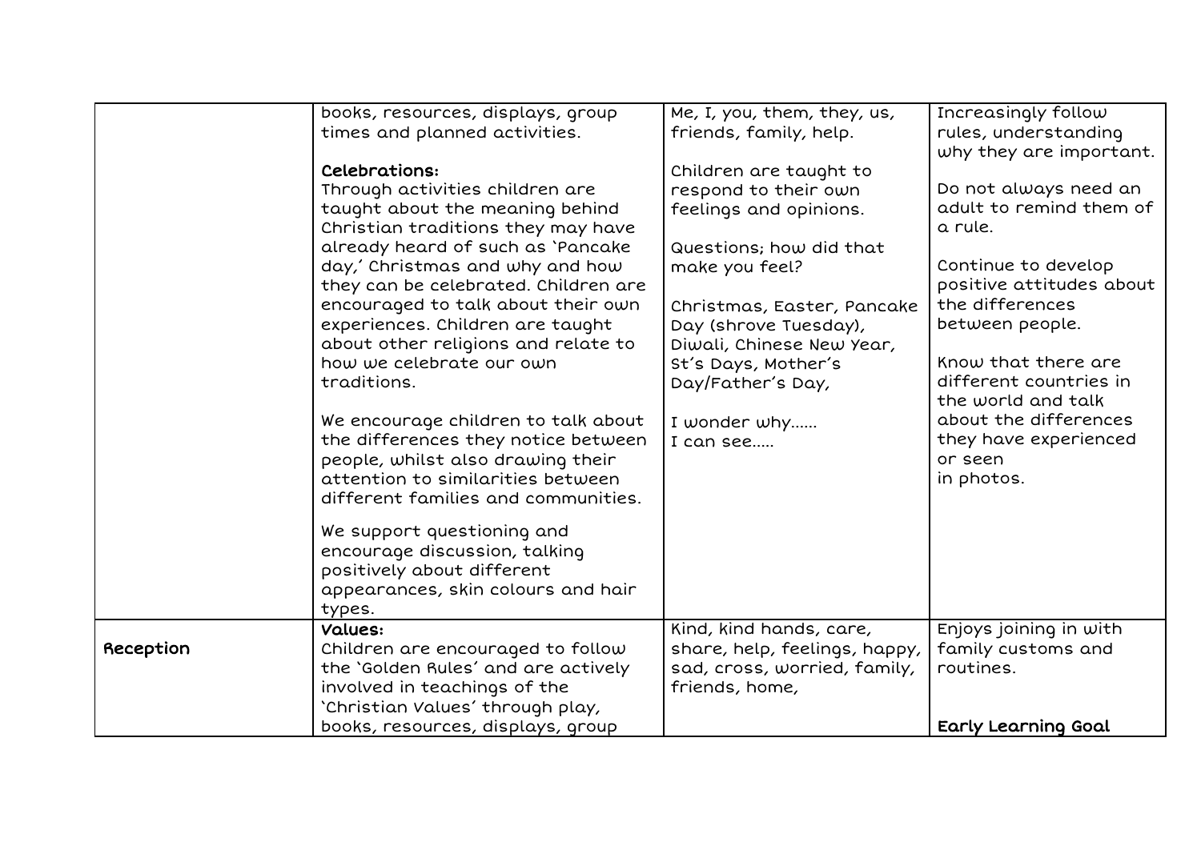| | | | |
|---|---|---|---|
| | books, resources, displays, group times and planned activities.<br><br>**Celebrations:**<br>Through activities children are taught about the meaning behind Christian traditions they may have already heard of such as 'Pancake day,' Christmas and why and how they can be celebrated. Children are encouraged to talk about their own experiences. Children are taught about other religions and relate to how we celebrate our own traditions.<br><br>We encourage children to talk about the differences they notice between people, whilst also drawing their attention to similarities between different families and communities.<br><br>We support questioning and encourage discussion, talking positively about different appearances, skin colours and hair types. | Me, I, you, them, they, us, friends, family, help.<br><br>Children are taught to respond to their own feelings and opinions.<br><br>Questions; how did that make you feel?<br><br>Christmas, Easter, Pancake Day (shrove Tuesday), Diwali, Chinese New Year, St's Days, Mother's Day/Father's Day,<br><br>I wonder why......<br>I can see..... | Increasingly follow rules, understanding why they are important.<br><br>Do not always need an adult to remind them of a rule.<br><br>Continue to develop positive attitudes about the differences between people.<br><br>Know that there are different countries in the world and talk about the differences they have experienced or seen in photos. |
| Reception | **Values:**<br>Children are encouraged to follow the 'Golden Rules' and are actively involved in teachings of the 'Christian Values' through play, books, resources, displays, group | Kind, kind hands, care, share, help, feelings, happy, sad, cross, worried, family, friends, home, | Enjoys joining in with family customs and routines.<br><br>**Early Learning Goal** |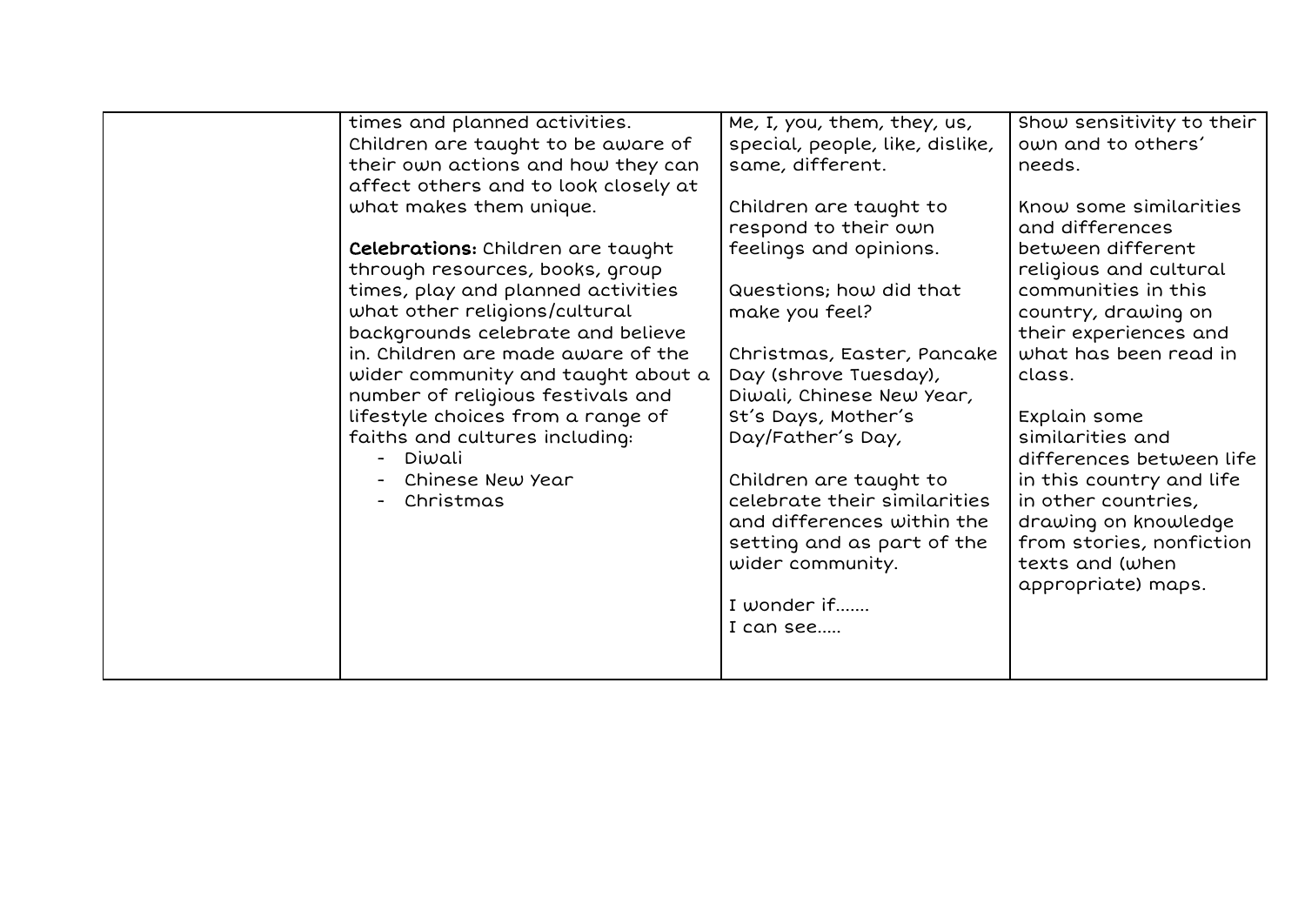| | | | |
|---|---|---|---|
| | times and planned activities. Children are taught to be aware of their own actions and how they can affect others and to look closely at what makes them unique.<br><br>**Celebrations:** Children are taught through resources, books, group times, play and planned activities what other religions/cultural backgrounds celebrate and believe in. Children are made aware of the wider community and taught about a number of religious festivals and lifestyle choices from a range of faiths and cultures including:<br>- Diwali<br>- Chinese New Year<br>- Christmas | Me, I, you, them, they, us, special, people, like, dislike, same, different.<br><br>Children are taught to respond to their own feelings and opinions.<br><br>Questions; how did that make you feel?<br><br>Christmas, Easter, Pancake Day (shrove Tuesday), Diwali, Chinese New Year, St's Days, Mother's Day/Father's Day,<br><br>Children are taught to celebrate their similarities and differences within the setting and as part of the wider community.<br><br>I wonder if…….<br>I can see….. | Show sensitivity to their own and to others' needs.<br><br>Know some similarities and differences between different religious and cultural communities in this country, drawing on their experiences and what has been read in class.<br><br>Explain some similarities and differences between life in this country and life in other countries, drawing on knowledge from stories, nonfiction texts and (when appropriate) maps. |